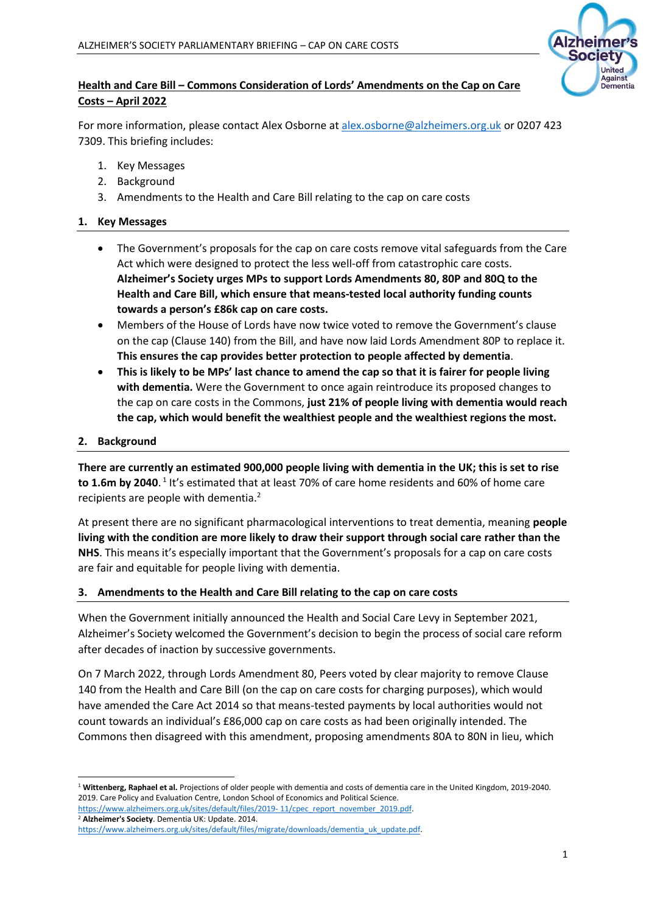**Health and Care Bill – Commons Consideration of Lords' Amendments on the Cap on Care Costs – April 2022**

For more information, please contact Alex Osborne at alex.osborne@alzheimers.org.uk or 0207 423 7309. This briefing includes:

1. Key Messages
2. Background
3. Amendments to the Health and Care Bill relating to the cap on care costs

## 1. Key Messages

- The Government's proposals for the cap on care costs remove vital safeguards from the Care Act which were designed to protect the less well-off from catastrophic care costs. **Alzheimer's Society urges MPs to support Lords Amendments 80, 80P and 80Q to the Health and Care Bill, which ensure that means-tested local authority funding counts towards a person's £86k cap on care costs.**
- Members of the House of Lords have now twice voted to remove the Government's clause on the cap (Clause 140) from the Bill, and have now laid Lords Amendment 80P to replace it. **This ensures the cap provides better protection to people affected by dementia**.
- **This is likely to be MPs' last chance to amend the cap so that it is fairer for people living with dementia.** Were the Government to once again reintroduce its proposed changes to the cap on care costs in the Commons, **just 21% of people living with dementia would reach the cap, which would benefit the wealthiest people and the wealthiest regions the most.**

## 2. Background

**There are currently an estimated 900,000 people living with dementia in the UK; this is set to rise to 1.6m by 2040.**[1] It's estimated that at least 70% of care home residents and 60% of home care recipients are people with dementia.[2]

At present there are no significant pharmacological interventions to treat dementia, meaning **people living with the condition are more likely to draw their support through social care rather than the NHS**. This means it's especially important that the Government's proposals for a cap on care costs are fair and equitable for people living with dementia.

## 3. Amendments to the Health and Care Bill relating to the cap on care costs

When the Government initially announced the Health and Social Care Levy in September 2021, Alzheimer's Society welcomed the Government's decision to begin the process of social care reform after decades of inaction by successive governments.

On 7 March 2022, through Lords Amendment 80, Peers voted by clear majority to remove Clause 140 from the Health and Care Bill (on the cap on care costs for charging purposes), which would have amended the Care Act 2014 so that means-tested payments by local authorities would not count towards an individual's £86,000 cap on care costs as had been originally intended. The Commons then disagreed with this amendment, proposing amendments 80A to 80N in lieu, which

---

[1] **Wittenberg, Raphael et al.** Projections of older people with dementia and costs of dementia care in the United Kingdom, 2019-2040. 2019. Care Policy and Evaluation Centre, London School of Economics and Political Science. https://www.alzheimers.org.uk/sites/default/files/2019-11/cpec_report_november_2019.pdf.

[2] **Alzheimer's Society**. Dementia UK: Update. 2014. https://www.alzheimers.org.uk/sites/default/files/migrate/downloads/dementia_uk_update.pdf.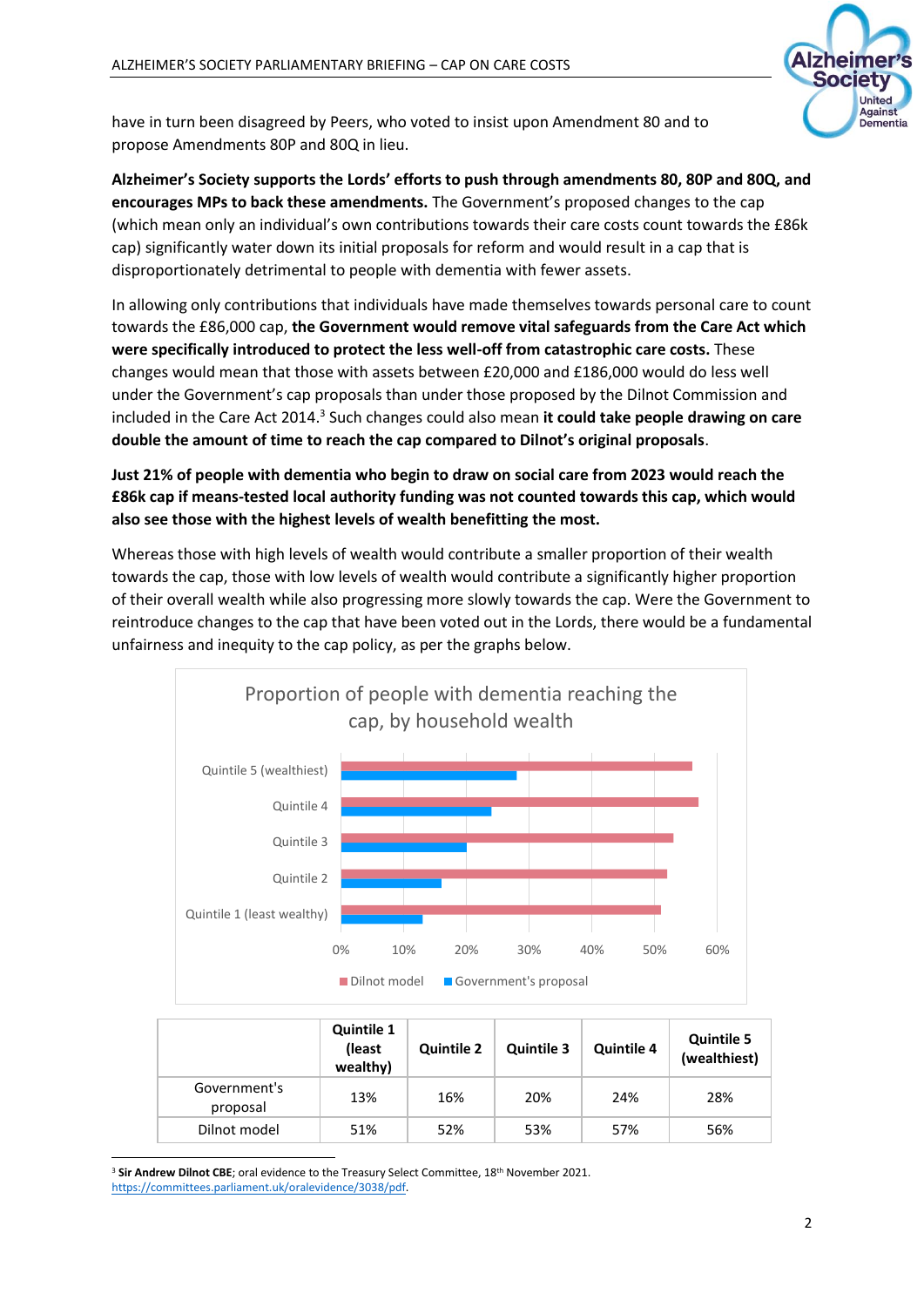have in turn been disagreed by Peers, who voted to insist upon Amendment 80 and to propose Amendments 80P and 80Q in lieu.

**Alzheimer's Society supports the Lords' efforts to push through amendments 80, 80P and 80Q, and encourages MPs to back these amendments.** The Government's proposed changes to the cap (which mean only an individual's own contributions towards their care costs count towards the £86k cap) significantly water down its initial proposals for reform and would result in a cap that is disproportionately detrimental to people with dementia with fewer assets.

In allowing only contributions that individuals have made themselves towards personal care to count towards the £86,000 cap, **the Government would remove vital safeguards from the Care Act which were specifically introduced to protect the less well-off from catastrophic care costs.** These changes would mean that those with assets between £20,000 and £186,000 would do less well under the Government's cap proposals than under those proposed by the Dilnot Commission and included in the Care Act 2014.[3] Such changes could also mean **it could take people drawing on care double the amount of time to reach the cap compared to Dilnot's original proposals**.

**Just 21% of people with dementia who begin to draw on social care from 2023 would reach the £86k cap if means-tested local authority funding was not counted towards this cap, which would also see those with the highest levels of wealth benefitting the most.**

Whereas those with high levels of wealth would contribute a smaller proportion of their wealth towards the cap, those with low levels of wealth would contribute a significantly higher proportion of their overall wealth while also progressing more slowly towards the cap. Were the Government to reintroduce changes to the cap that have been voted out in the Lords, there would be a fundamental unfairness and inequity to the cap policy, as per the graphs below.

Proportion of people with dementia reaching the cap, by household wealth

| | Quintile 1 (least wealthy) | Quintile 2 | Quintile 3 | Quintile 4 | Quintile 5 (wealthiest) |
|---|---|---|---|---|---|
| Government's proposal | 13% | 16% | 20% | 24% | 28% |
| Dilnot model | 51% | 52% | 53% | 57% | 56% |

[3] **Sir Andrew Dilnot CBE**; oral evidence to the Treasury Select Committee, 18th November 2021. https://committees.parliament.uk/oralevidence/3038/pdf.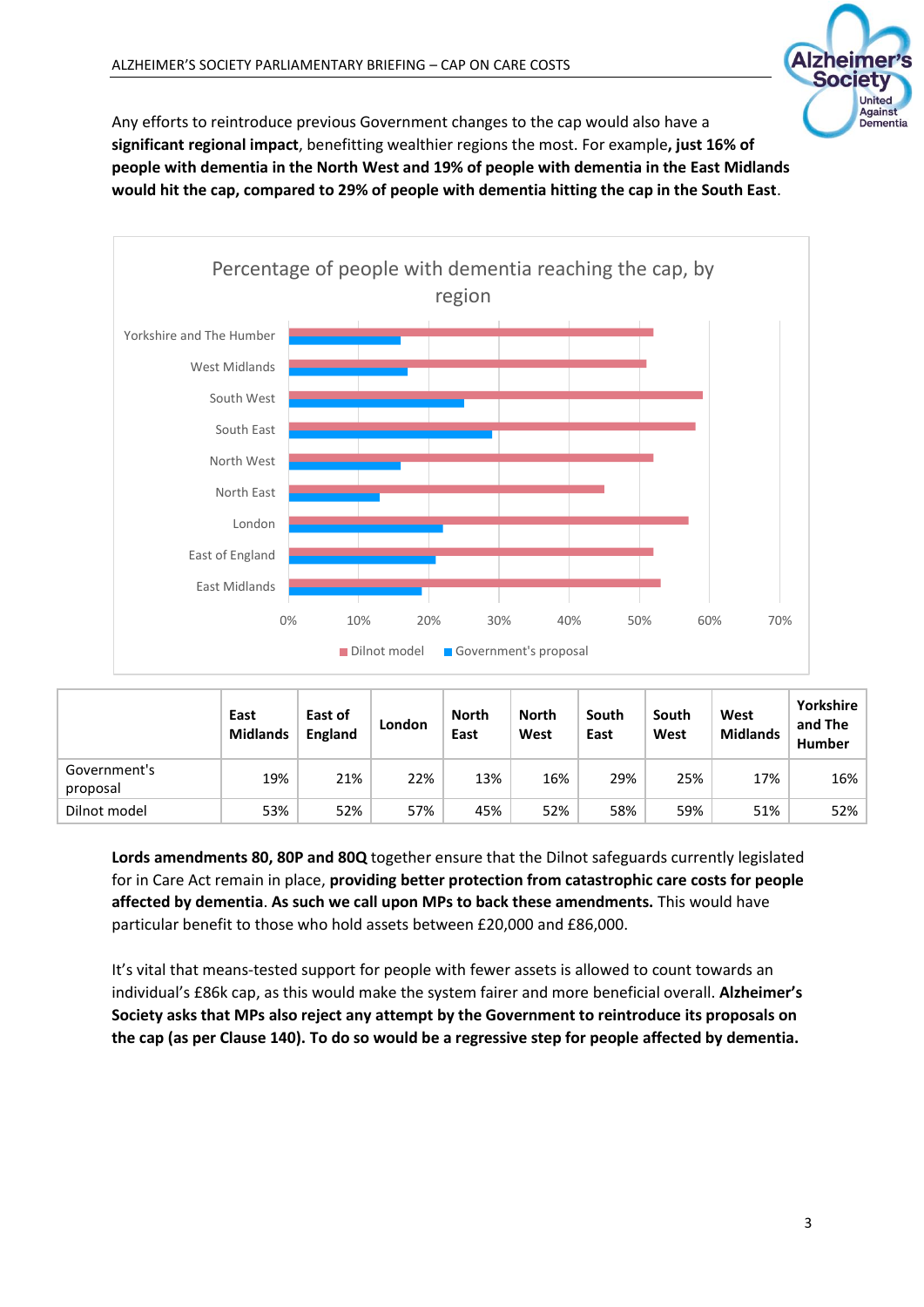Any efforts to reintroduce previous Government changes to the cap would also have a **significant regional impact**, benefitting wealthier regions the most. For example**, just 16% of people with dementia in the North West and 19% of people with dementia in the East Midlands would hit the cap, compared to 29% of people with dementia hitting the cap in the South East**.

Percentage of people with dementia reaching the cap, by region

Yorkshire and The Humber
West Midlands
South West
South East
North West
North East
London
East of England
East Midlands

0% 10% 20% 30% 40% 50% 60% 70%

Dilnot model Government's proposal

| | East Midlands | East of England | London | North East | North West | South East | South West | West Midlands | Yorkshire and The Humber |
|---|---|---|---|---|---|---|---|---|---|
| Government's proposal | 19% | 21% | 22% | 13% | 16% | 29% | 25% | 17% | 16% |
| Dilnot model | 53% | 52% | 57% | 45% | 52% | 58% | 59% | 51% | 52% |

**Lords amendments 80, 80P and 80Q** together ensure that the Dilnot safeguards currently legislated for in Care Act remain in place, **providing better protection from catastrophic care costs for people affected by dementia**. **As such we call upon MPs to back these amendments.** This would have particular benefit to those who hold assets between £20,000 and £86,000.

It's vital that means-tested support for people with fewer assets is allowed to count towards an individual's £86k cap, as this would make the system fairer and more beneficial overall. **Alzheimer's Society asks that MPs also reject any attempt by the Government to reintroduce its proposals on the cap (as per Clause 140). To do so would be a regressive step for people affected by dementia.**